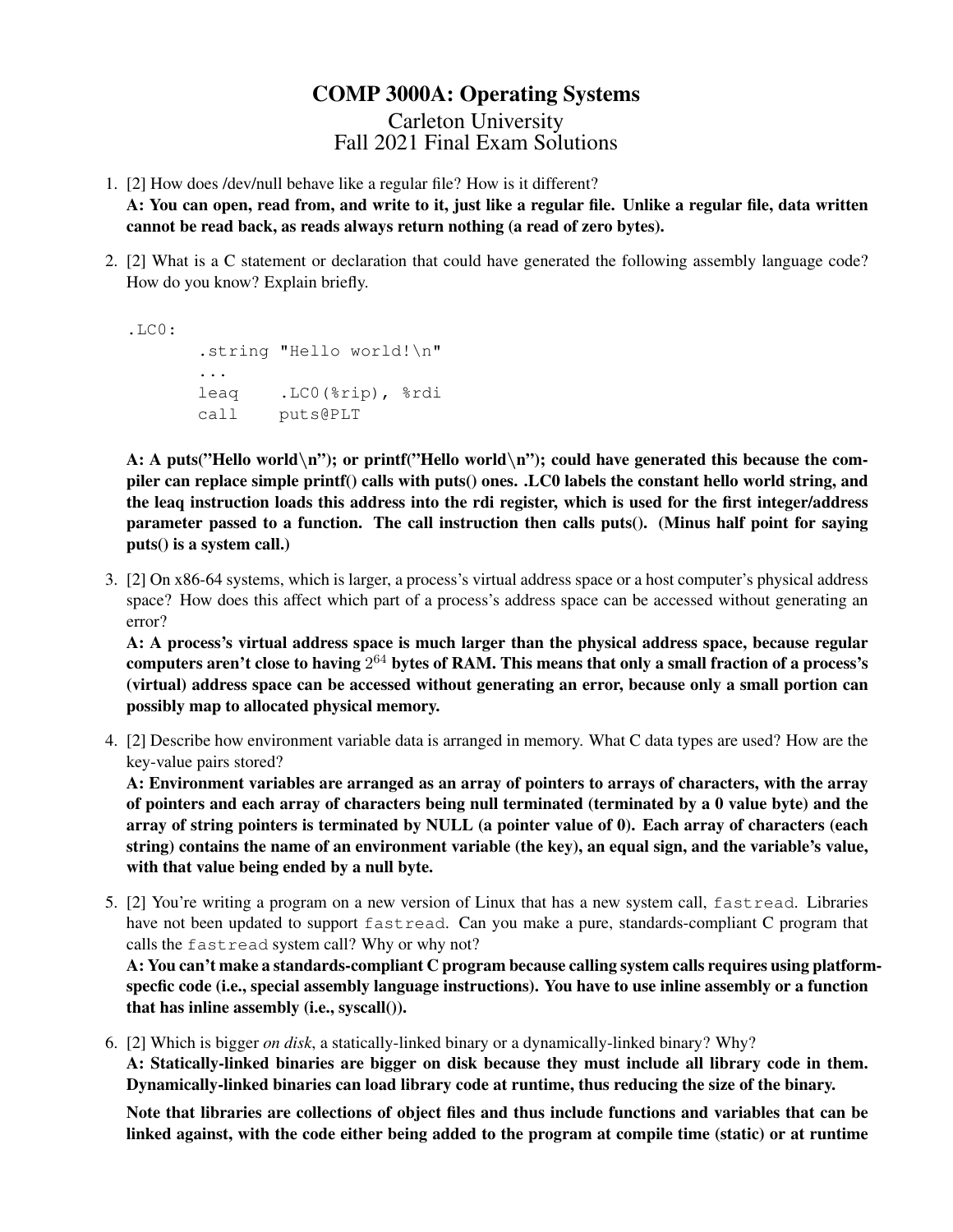# COMP 3000A: Operating Systems

Carleton University
Fall 2021 Final Exam Solutions

1. [2] How does /dev/null behave like a regular file? How is it different?
   **A: You can open, read from, and write to it, just like a regular file. Unlike a regular file, data written cannot be read back, as reads always return nothing (a read of zero bytes).**

2. [2] What is a C statement or declaration that could have generated the following assembly language code? How do you know? Explain briefly.

```
.LC0:
        .string "Hello world!\n"
        ...
        leaq    .LC0(%rip), %rdi
        call    puts@PLT
```

   **A: A puts("Hello world\n"); or printf("Hello world\n"); could have generated this because the compiler can replace simple printf() calls with puts() ones. .LC0 labels the constant hello world string, and the leaq instruction loads this address into the rdi register, which is used for the first integer/address parameter passed to a function. The call instruction then calls puts(). (Minus half point for saying puts() is a system call.)**

3. [2] On x86-64 systems, which is larger, a process's virtual address space or a host computer's physical address space? How does this affect which part of a process's address space can be accessed without generating an error?
   **A: A process's virtual address space is much larger than the physical address space, because regular computers aren't close to having $2^{64}$ bytes of RAM. This means that only a small fraction of a process's (virtual) address space can be accessed without generating an error, because only a small portion can possibly map to allocated physical memory.**

4. [2] Describe how environment variable data is arranged in memory. What C data types are used? How are the key-value pairs stored?
   **A: Environment variables are arranged as an array of pointers to arrays of characters, with the array of pointers and each array of characters being null terminated (terminated by a 0 value byte) and the array of string pointers is terminated by NULL (a pointer value of 0). Each array of characters (each string) contains the name of an environment variable (the key), an equal sign, and the variable's value, with that value being ended by a null byte.**

5. [2] You're writing a program on a new version of Linux that has a new system call, `fastread`. Libraries have not been updated to support `fastread`. Can you make a pure, standards-compliant C program that calls the `fastread` system call? Why or why not?
   **A: You can't make a standards-compliant C program because calling system calls requires using platform-specfic code (i.e., special assembly language instructions). You have to use inline assembly or a function that has inline assembly (i.e., syscall()).**

6. [2] Which is bigger *on disk*, a statically-linked binary or a dynamically-linked binary? Why?
   **A: Statically-linked binaries are bigger on disk because they must include all library code in them. Dynamically-linked binaries can load library code at runtime, thus reducing the size of the binary.**

   **Note that libraries are collections of object files and thus include functions and variables that can be linked against, with the code either being added to the program at compile time (static) or at runtime**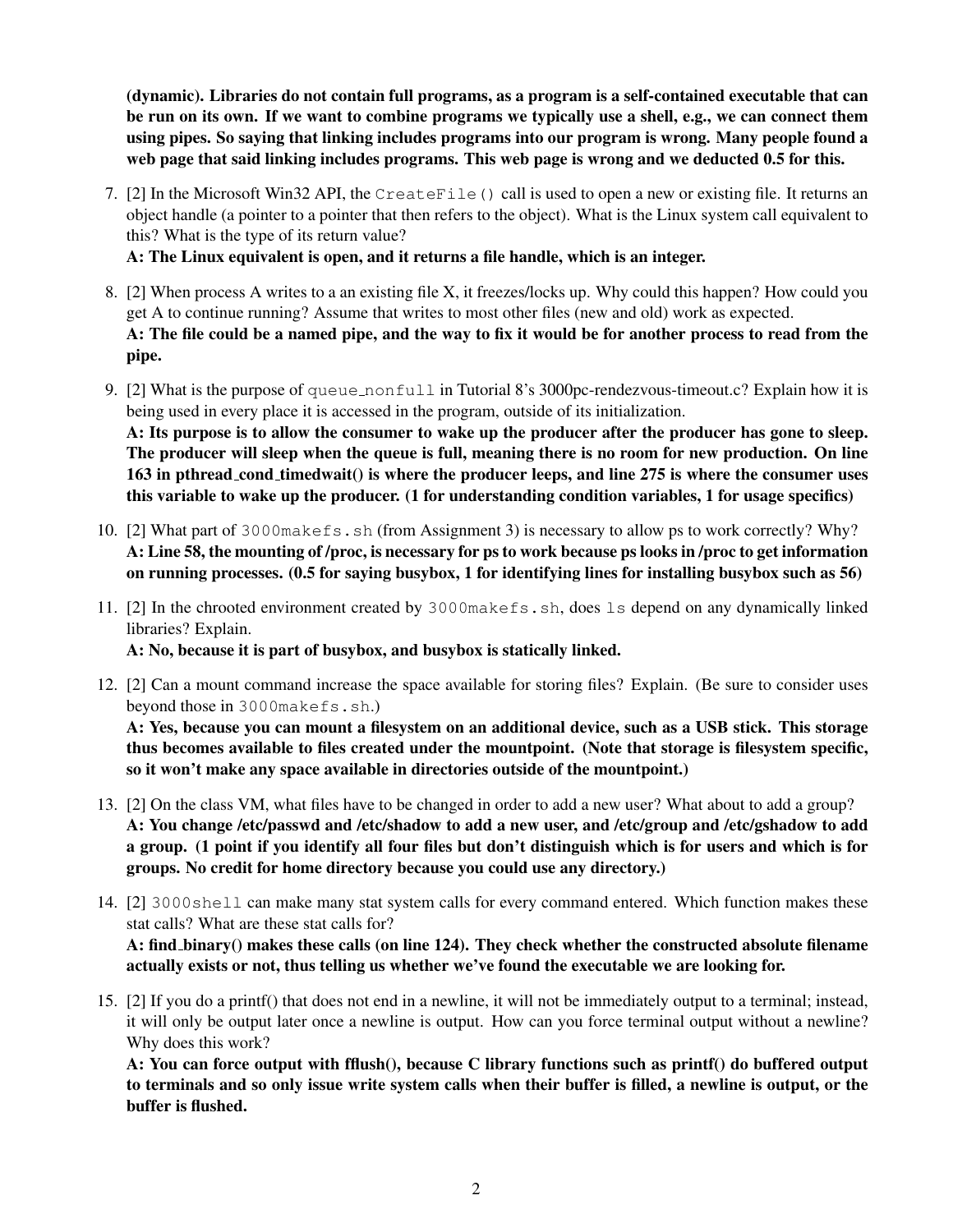**(dynamic). Libraries do not contain full programs, as a program is a self-contained executable that can be run on its own. If we want to combine programs we typically use a shell, e.g., we can connect them using pipes. So saying that linking includes programs into our program is wrong. Many people found a web page that said linking includes programs. This web page is wrong and we deducted 0.5 for this.**

7. [2] In the Microsoft Win32 API, the `CreateFile()` call is used to open a new or existing file. It returns an object handle (a pointer to a pointer that then refers to the object). What is the Linux system call equivalent to this? What is the type of its return value?
   **A: The Linux equivalent is open, and it returns a file handle, which is an integer.**

8. [2] When process A writes to a an existing file X, it freezes/locks up. Why could this happen? How could you get A to continue running? Assume that writes to most other files (new and old) work as expected.
   **A: The file could be a named pipe, and the way to fix it would be for another process to read from the pipe.**

9. [2] What is the purpose of `queue_nonfull` in Tutorial 8's 3000pc-rendezvous-timeout.c? Explain how it is being used in every place it is accessed in the program, outside of its initialization.
   **A: Its purpose is to allow the consumer to wake up the producer after the producer has gone to sleep. The producer will sleep when the queue is full, meaning there is no room for new production. On line 163 in pthread_cond_timedwait() is where the producer leeps, and line 275 is where the consumer uses this variable to wake up the producer. (1 for understanding condition variables, 1 for usage specifics)**

10. [2] What part of `3000makefs.sh` (from Assignment 3) is necessary to allow ps to work correctly? Why?
    **A: Line 58, the mounting of /proc, is necessary for ps to work because ps looks in /proc to get information on running processes. (0.5 for saying busybox, 1 for identifying lines for installing busybox such as 56)**

11. [2] In the chrooted environment created by `3000makefs.sh`, does `ls` depend on any dynamically linked libraries? Explain.
    **A: No, because it is part of busybox, and busybox is statically linked.**

12. [2] Can a mount command increase the space available for storing files? Explain. (Be sure to consider uses beyond those in `3000makefs.sh`.)
    **A: Yes, because you can mount a filesystem on an additional device, such as a USB stick. This storage thus becomes available to files created under the mountpoint. (Note that storage is filesystem specific, so it won't make any space available in directories outside of the mountpoint.)**

13. [2] On the class VM, what files have to be changed in order to add a new user? What about to add a group?
    **A: You change /etc/passwd and /etc/shadow to add a new user, and /etc/group and /etc/gshadow to add a group. (1 point if you identify all four files but don't distinguish which is for users and which is for groups. No credit for home directory because you could use any directory.)**

14. [2] `3000shell` can make many stat system calls for every command entered. Which function makes these stat calls? What are these stat calls for?
    **A: find_binary() makes these calls (on line 124). They check whether the constructed absolute filename actually exists or not, thus telling us whether we've found the executable we are looking for.**

15. [2] If you do a printf() that does not end in a newline, it will not be immediately output to a terminal; instead, it will only be output later once a newline is output. How can you force terminal output without a newline? Why does this work?
    **A: You can force output with fflush(), because C library functions such as printf() do buffered output to terminals and so only issue write system calls when their buffer is filled, a newline is output, or the buffer is flushed.**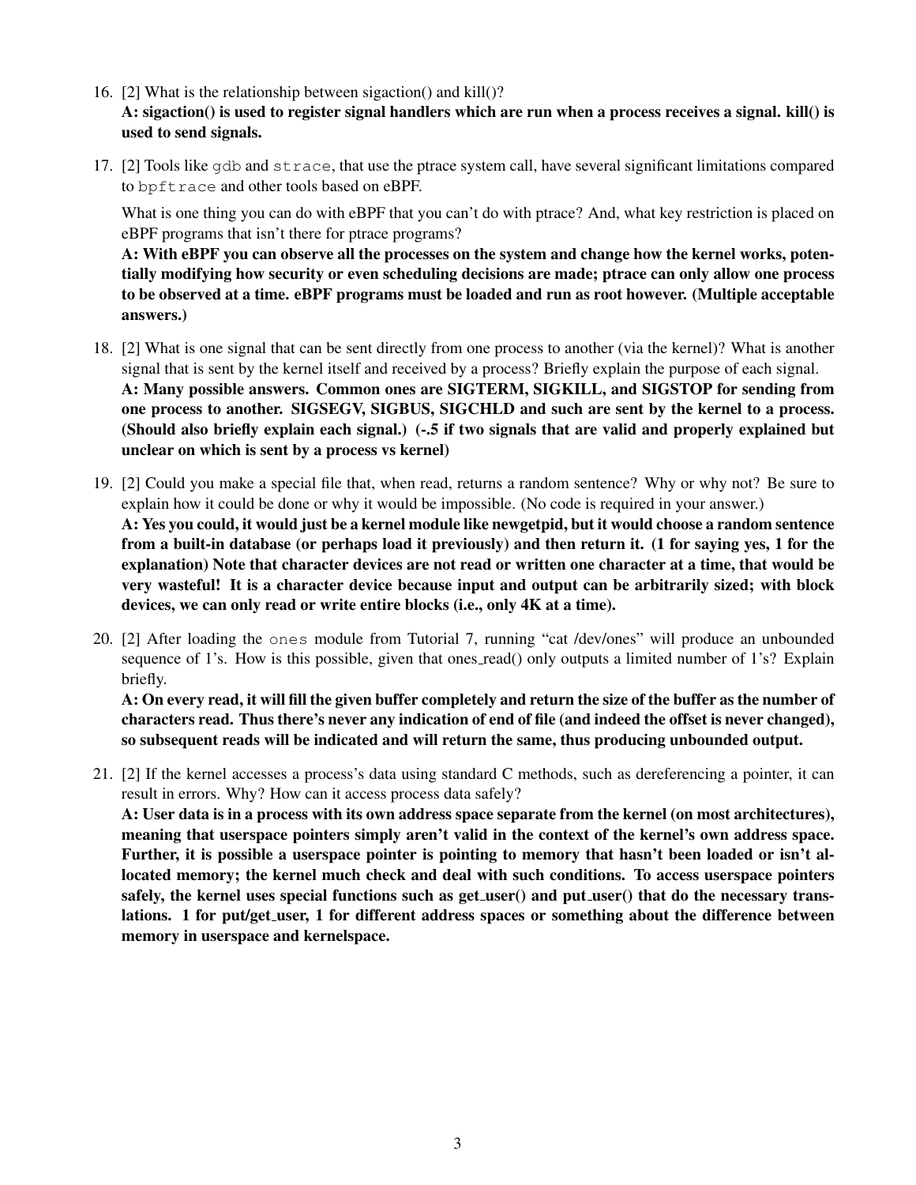16. [2] What is the relationship between sigaction() and kill()?
    **A: sigaction() is used to register signal handlers which are run when a process receives a signal. kill() is used to send signals.**

17. [2] Tools like `gdb` and `strace`, that use the ptrace system call, have several significant limitations compared to `bpftrace` and other tools based on eBPF.

    What is one thing you can do with eBPF that you can't do with ptrace? And, what key restriction is placed on eBPF programs that isn't there for ptrace programs?
    **A: With eBPF you can observe all the processes on the system and change how the kernel works, potentially modifying how security or even scheduling decisions are made; ptrace can only allow one process to be observed at a time. eBPF programs must be loaded and run as root however. (Multiple acceptable answers.)**

18. [2] What is one signal that can be sent directly from one process to another (via the kernel)? What is another signal that is sent by the kernel itself and received by a process? Briefly explain the purpose of each signal.
    **A: Many possible answers. Common ones are SIGTERM, SIGKILL, and SIGSTOP for sending from one process to another. SIGSEGV, SIGBUS, SIGCHLD and such are sent by the kernel to a process. (Should also briefly explain each signal.) (-.5 if two signals that are valid and properly explained but unclear on which is sent by a process vs kernel)**

19. [2] Could you make a special file that, when read, returns a random sentence? Why or why not? Be sure to explain how it could be done or why it would be impossible. (No code is required in your answer.)
    **A: Yes you could, it would just be a kernel module like newgetpid, but it would choose a random sentence from a built-in database (or perhaps load it previously) and then return it. (1 for saying yes, 1 for the explanation) Note that character devices are not read or written one character at a time, that would be very wasteful! It is a character device because input and output can be arbitrarily sized; with block devices, we can only read or write entire blocks (i.e., only 4K at a time).**

20. [2] After loading the `ones` module from Tutorial 7, running "cat /dev/ones" will produce an unbounded sequence of 1's. How is this possible, given that ones_read() only outputs a limited number of 1's? Explain briefly.
    **A: On every read, it will fill the given buffer completely and return the size of the buffer as the number of characters read. Thus there's never any indication of end of file (and indeed the offset is never changed), so subsequent reads will be indicated and will return the same, thus producing unbounded output.**

21. [2] If the kernel accesses a process's data using standard C methods, such as dereferencing a pointer, it can result in errors. Why? How can it access process data safely?
    **A: User data is in a process with its own address space separate from the kernel (on most architectures), meaning that userspace pointers simply aren't valid in the context of the kernel's own address space. Further, it is possible a userspace pointer is pointing to memory that hasn't been loaded or isn't allocated memory; the kernel much check and deal with such conditions. To access userspace pointers safely, the kernel uses special functions such as get_user() and put_user() that do the necessary translations. 1 for put/get_user, 1 for different address spaces or something about the difference between memory in userspace and kernelspace.**